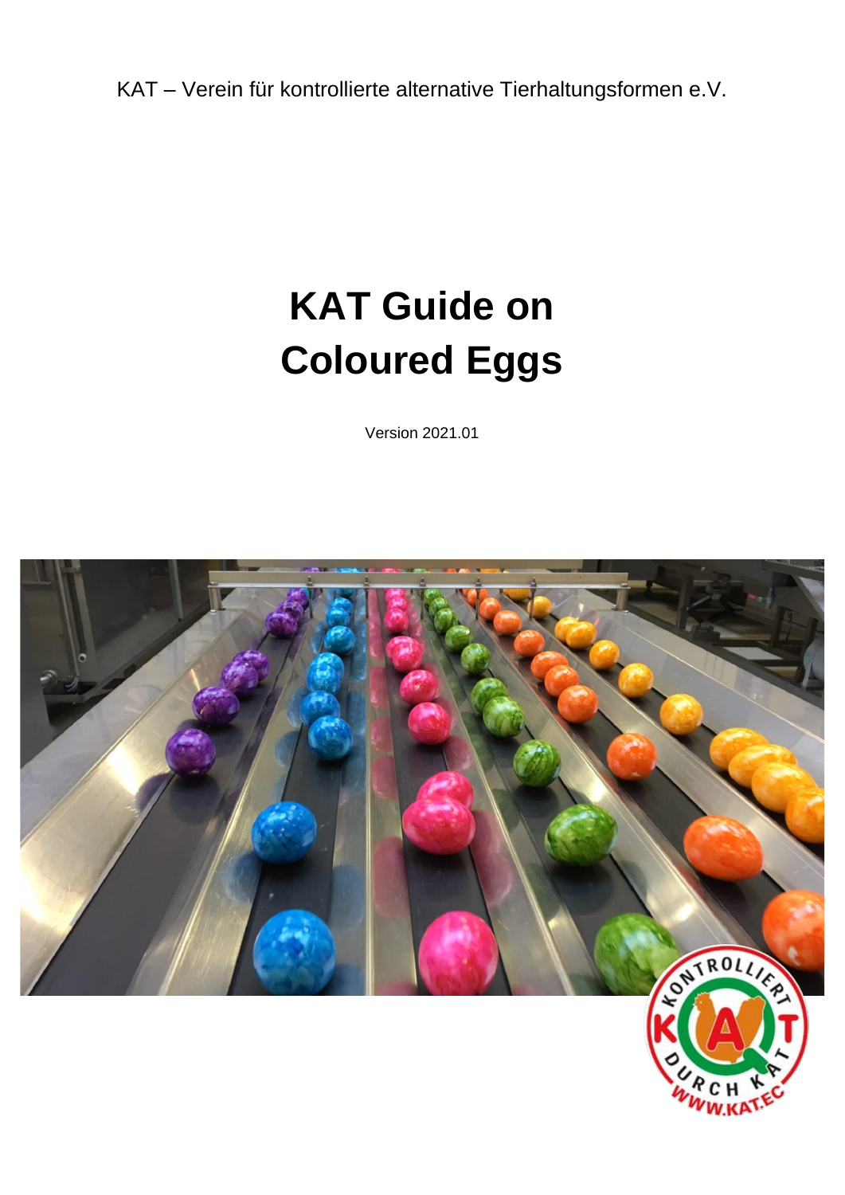KAT – Verein für kontrollierte alternative Tierhaltungsformen e.V.

# KAT Guide on Coloured Eggs

Version 2021.01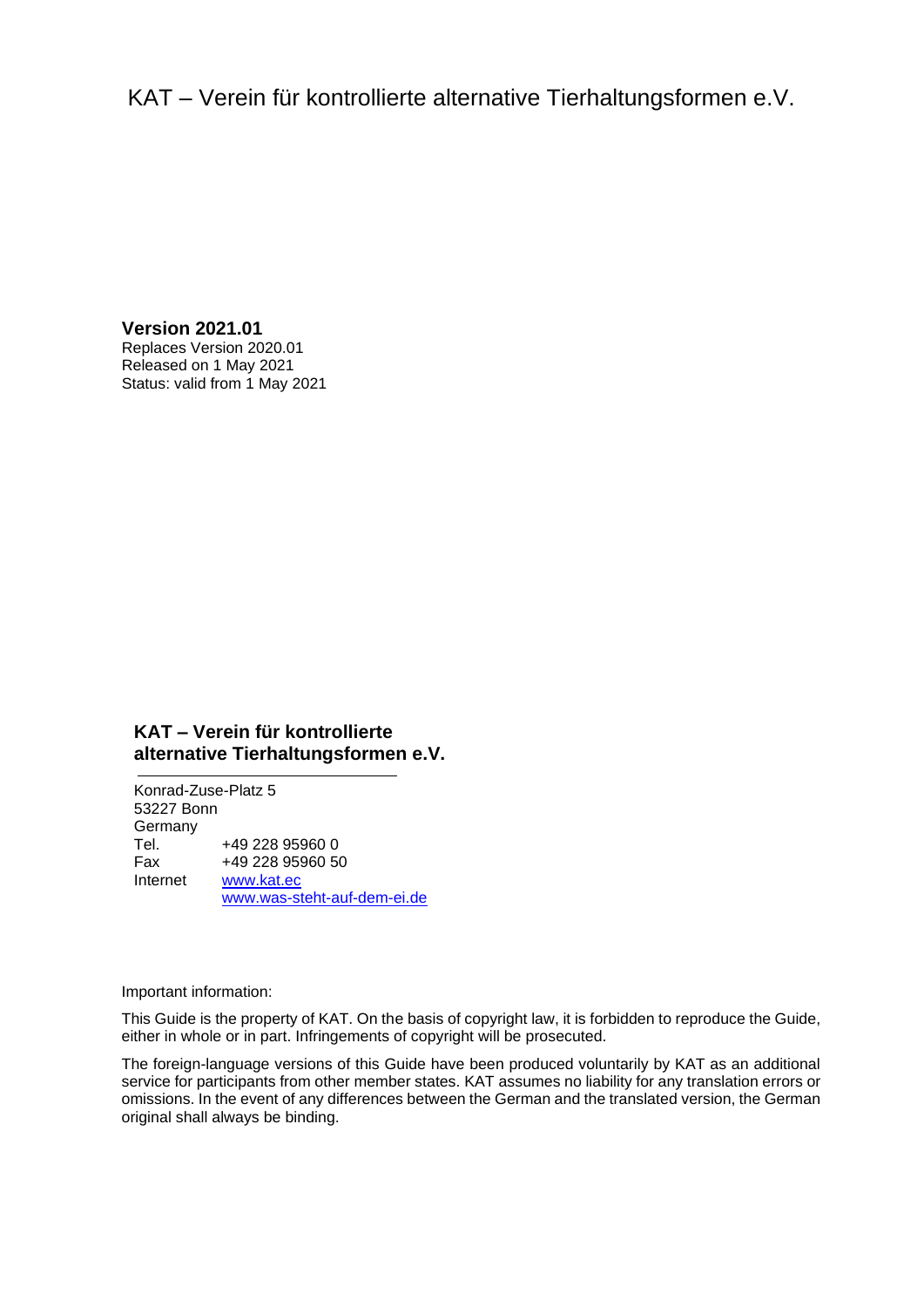KAT – Verein für kontrollierte alternative Tierhaltungsformen e.V.

**Version 2021.01**
Replaces Version 2020.01
Released on 1 May 2021
Status: valid from 1 May 2021

**KAT – Verein für kontrollierte alternative Tierhaltungsformen e.V.**

Konrad-Zuse-Platz 5
53227 Bonn
Germany

| | |
|---|---|
| Tel. | +49 228 95960 0 |
| Fax | +49 228 95960 50 |
| Internet | www.kat.ec |
| | www.was-steht-auf-dem-ei.de |

Important information:

This Guide is the property of KAT. On the basis of copyright law, it is forbidden to reproduce the Guide, either in whole or in part. Infringements of copyright will be prosecuted.

The foreign-language versions of this Guide have been produced voluntarily by KAT as an additional service for participants from other member states. KAT assumes no liability for any translation errors or omissions. In the event of any differences between the German and the translated version, the German original shall always be binding.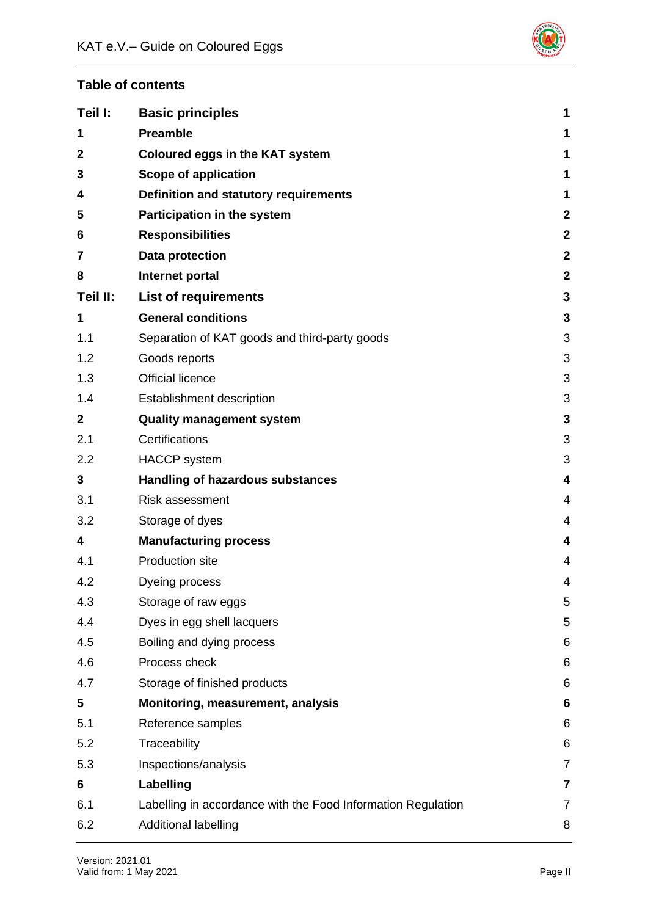**Table of contents**

| | | |
|---|---|---|
| **Teil I:** | **Basic principles** | **1** |
| **1** | **Preamble** | **1** |
| **2** | **Coloured eggs in the KAT system** | **1** |
| **3** | **Scope of application** | **1** |
| **4** | **Definition and statutory requirements** | **1** |
| **5** | **Participation in the system** | **2** |
| **6** | **Responsibilities** | **2** |
| **7** | **Data protection** | **2** |
| **8** | **Internet portal** | **2** |
| **Teil II:** | **List of requirements** | **3** |
| **1** | **General conditions** | **3** |
| 1.1 | Separation of KAT goods and third-party goods | 3 |
| 1.2 | Goods reports | 3 |
| 1.3 | Official licence | 3 |
| 1.4 | Establishment description | 3 |
| **2** | **Quality management system** | **3** |
| 2.1 | Certifications | 3 |
| 2.2 | HACCP system | 3 |
| **3** | **Handling of hazardous substances** | **4** |
| 3.1 | Risk assessment | 4 |
| 3.2 | Storage of dyes | 4 |
| **4** | **Manufacturing process** | **4** |
| 4.1 | Production site | 4 |
| 4.2 | Dyeing process | 4 |
| 4.3 | Storage of raw eggs | 5 |
| 4.4 | Dyes in egg shell lacquers | 5 |
| 4.5 | Boiling and dying process | 6 |
| 4.6 | Process check | 6 |
| 4.7 | Storage of finished products | 6 |
| **5** | **Monitoring, measurement, analysis** | **6** |
| 5.1 | Reference samples | 6 |
| 5.2 | Traceability | 6 |
| 5.3 | Inspections/analysis | 7 |
| **6** | **Labelling** | **7** |
| 6.1 | Labelling in accordance with the Food Information Regulation | 7 |
| 6.2 | Additional labelling | 8 |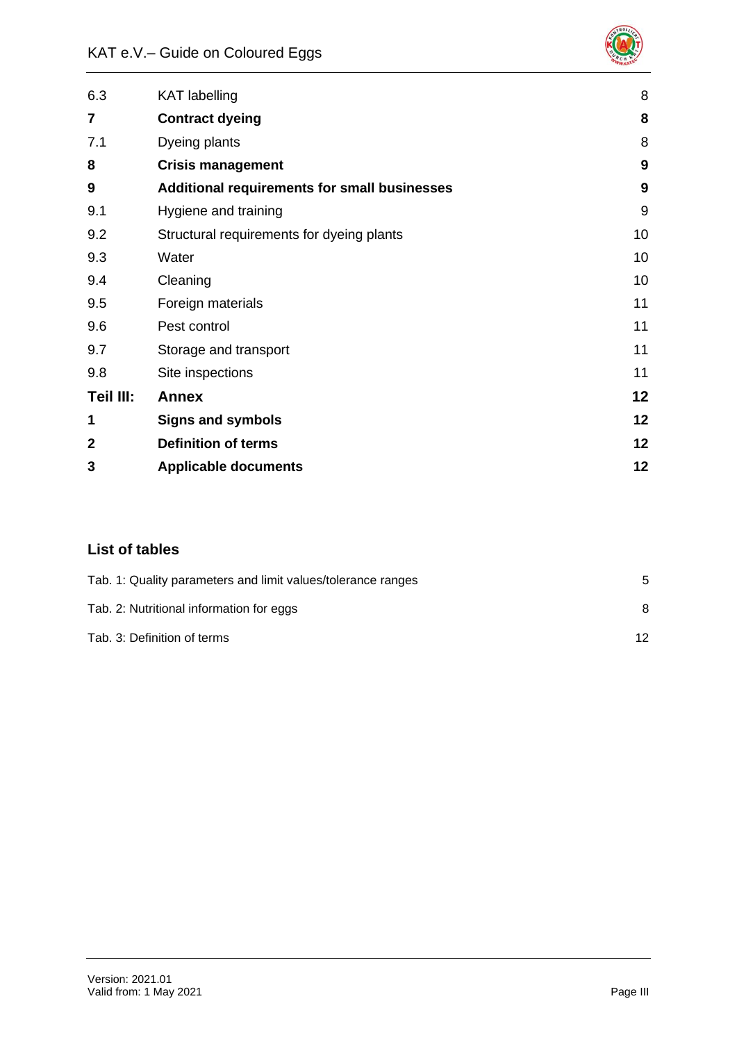| | | |
|---|---|---|
| 6.3 | KAT labelling | 8 |
| **7** | **Contract dyeing** | **8** |
| 7.1 | Dyeing plants | 8 |
| **8** | **Crisis management** | **9** |
| **9** | **Additional requirements for small businesses** | **9** |
| 9.1 | Hygiene and training | 9 |
| 9.2 | Structural requirements for dyeing plants | 10 |
| 9.3 | Water | 10 |
| 9.4 | Cleaning | 10 |
| 9.5 | Foreign materials | 11 |
| 9.6 | Pest control | 11 |
| 9.7 | Storage and transport | 11 |
| 9.8 | Site inspections | 11 |
| **Teil III:** | **Annex** | **12** |
| **1** | **Signs and symbols** | **12** |
| **2** | **Definition of terms** | **12** |
| **3** | **Applicable documents** | **12** |

## List of tables

| | |
|---|---|
| Tab. 1: Quality parameters and limit values/tolerance ranges | 5 |
| Tab. 2: Nutritional information for eggs | 8 |
| Tab. 3: Definition of terms | 12 |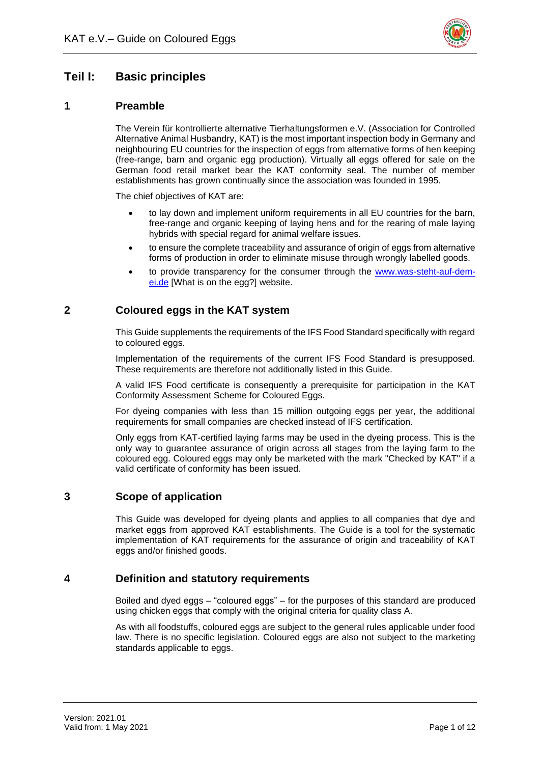# Teil I: Basic principles

## 1 Preamble

The Verein für kontrollierte alternative Tierhaltungsformen e.V. (Association for Controlled Alternative Animal Husbandry, KAT) is the most important inspection body in Germany and neighbouring EU countries for the inspection of eggs from alternative forms of hen keeping (free-range, barn and organic egg production). Virtually all eggs offered for sale on the German food retail market bear the KAT conformity seal. The number of member establishments has grown continually since the association was founded in 1995.

The chief objectives of KAT are:

- to lay down and implement uniform requirements in all EU countries for the barn, free-range and organic keeping of laying hens and for the rearing of male laying hybrids with special regard for animal welfare issues.
- to ensure the complete traceability and assurance of origin of eggs from alternative forms of production in order to eliminate misuse through wrongly labelled goods.
- to provide transparency for the consumer through the www.was-steht-auf-dem-ei.de [What is on the egg?] website.

## 2 Coloured eggs in the KAT system

This Guide supplements the requirements of the IFS Food Standard specifically with regard to coloured eggs.

Implementation of the requirements of the current IFS Food Standard is presupposed. These requirements are therefore not additionally listed in this Guide.

A valid IFS Food certificate is consequently a prerequisite for participation in the KAT Conformity Assessment Scheme for Coloured Eggs.

For dyeing companies with less than 15 million outgoing eggs per year, the additional requirements for small companies are checked instead of IFS certification.

Only eggs from KAT-certified laying farms may be used in the dyeing process. This is the only way to guarantee assurance of origin across all stages from the laying farm to the coloured egg. Coloured eggs may only be marketed with the mark "Checked by KAT" if a valid certificate of conformity has been issued.

## 3 Scope of application

This Guide was developed for dyeing plants and applies to all companies that dye and market eggs from approved KAT establishments. The Guide is a tool for the systematic implementation of KAT requirements for the assurance of origin and traceability of KAT eggs and/or finished goods.

## 4 Definition and statutory requirements

Boiled and dyed eggs – "coloured eggs" – for the purposes of this standard are produced using chicken eggs that comply with the original criteria for quality class A.

As with all foodstuffs, coloured eggs are subject to the general rules applicable under food law. There is no specific legislation. Coloured eggs are also not subject to the marketing standards applicable to eggs.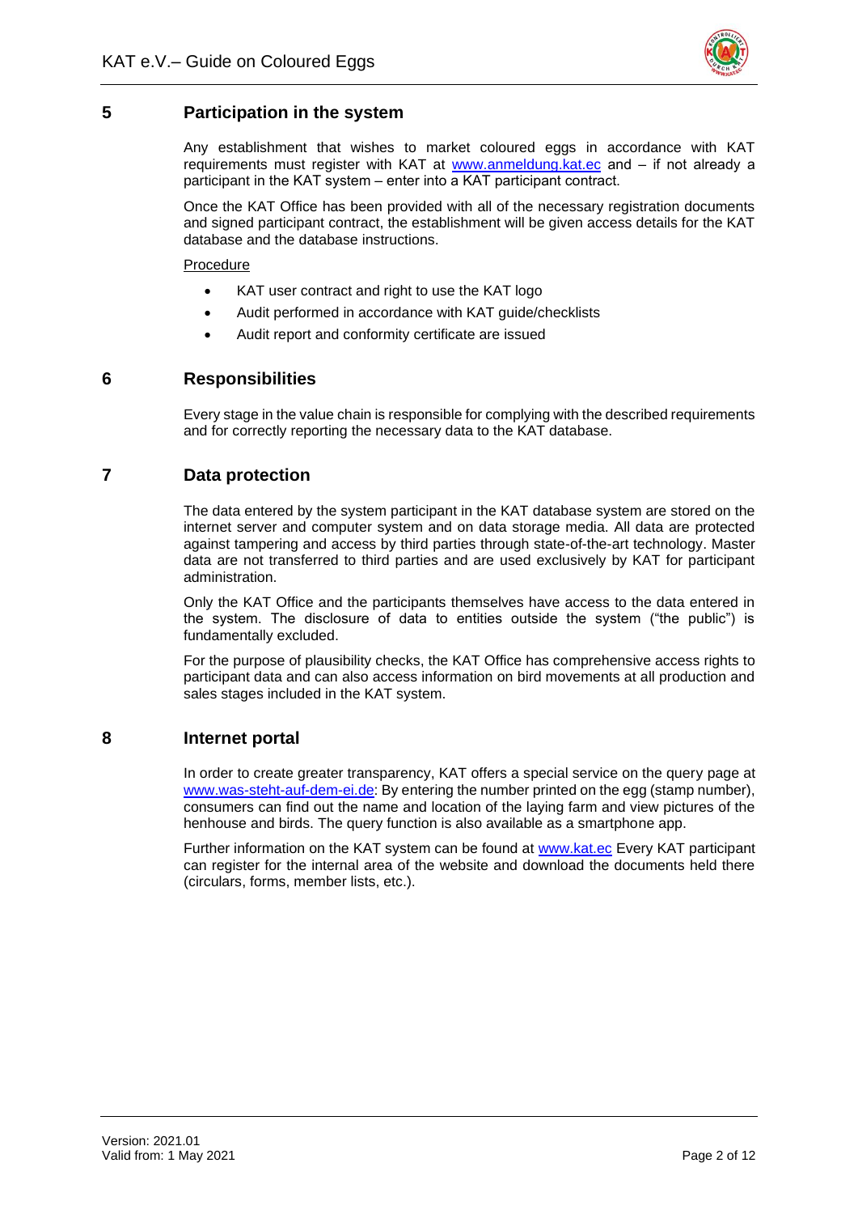## 5 Participation in the system

Any establishment that wishes to market coloured eggs in accordance with KAT requirements must register with KAT at www.anmeldung.kat.ec and – if not already a participant in the KAT system – enter into a KAT participant contract.

Once the KAT Office has been provided with all of the necessary registration documents and signed participant contract, the establishment will be given access details for the KAT database and the database instructions.

Procedure

- KAT user contract and right to use the KAT logo
- Audit performed in accordance with KAT guide/checklists
- Audit report and conformity certificate are issued

## 6 Responsibilities

Every stage in the value chain is responsible for complying with the described requirements and for correctly reporting the necessary data to the KAT database.

## 7 Data protection

The data entered by the system participant in the KAT database system are stored on the internet server and computer system and on data storage media. All data are protected against tampering and access by third parties through state-of-the-art technology. Master data are not transferred to third parties and are used exclusively by KAT for participant administration.

Only the KAT Office and the participants themselves have access to the data entered in the system. The disclosure of data to entities outside the system ("the public") is fundamentally excluded.

For the purpose of plausibility checks, the KAT Office has comprehensive access rights to participant data and can also access information on bird movements at all production and sales stages included in the KAT system.

## 8 Internet portal

In order to create greater transparency, KAT offers a special service on the query page at www.was-steht-auf-dem-ei.de: By entering the number printed on the egg (stamp number), consumers can find out the name and location of the laying farm and view pictures of the henhouse and birds. The query function is also available as a smartphone app.

Further information on the KAT system can be found at www.kat.ec Every KAT participant can register for the internal area of the website and download the documents held there (circulars, forms, member lists, etc.).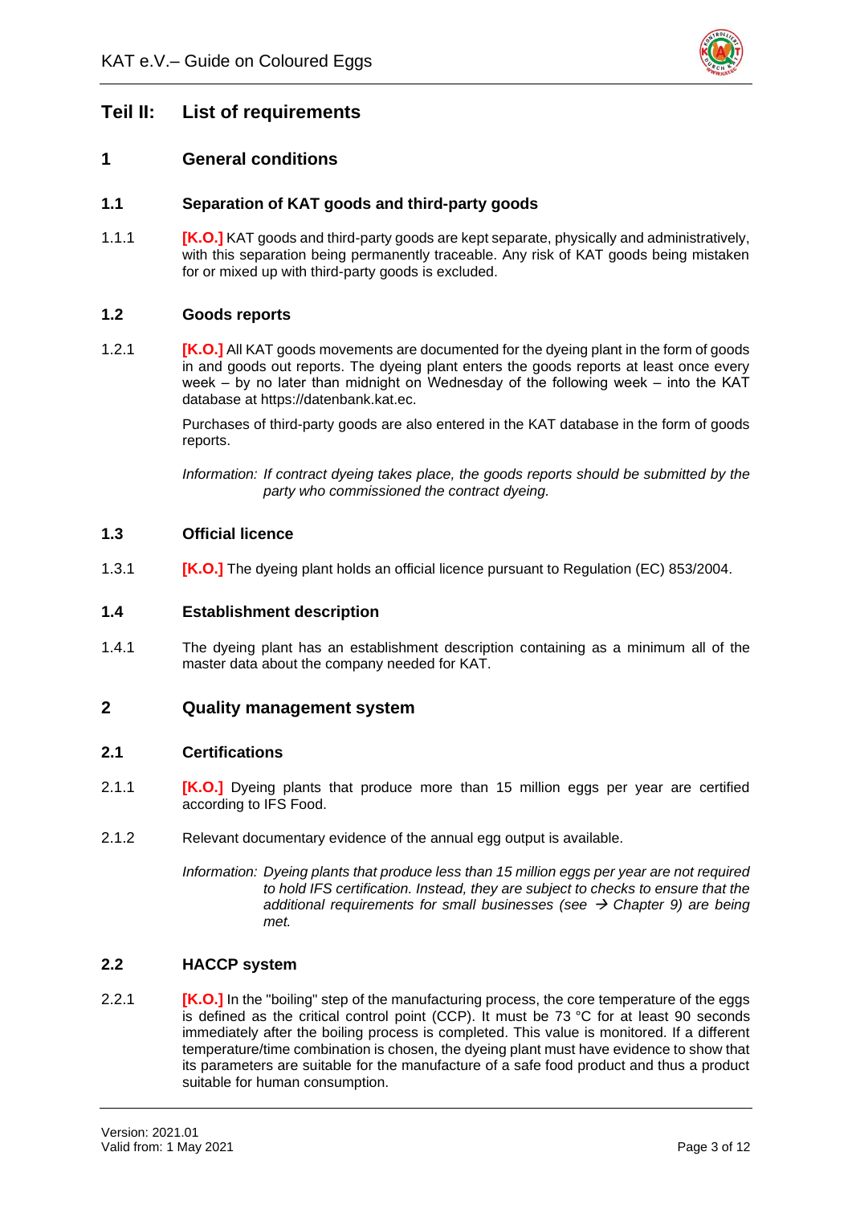# Teil II: List of requirements

## 1 General conditions

### 1.1 Separation of KAT goods and third-party goods

1.1.1 **[K.O.]** KAT goods and third-party goods are kept separate, physically and administratively, with this separation being permanently traceable. Any risk of KAT goods being mistaken for or mixed up with third-party goods is excluded.

### 1.2 Goods reports

1.2.1 **[K.O.]** All KAT goods movements are documented for the dyeing plant in the form of goods in and goods out reports. The dyeing plant enters the goods reports at least once every week – by no later than midnight on Wednesday of the following week – into the KAT database at https://datenbank.kat.ec.

Purchases of third-party goods are also entered in the KAT database in the form of goods reports.

*Information: If contract dyeing takes place, the goods reports should be submitted by the party who commissioned the contract dyeing.*

### 1.3 Official licence

1.3.1 **[K.O.]** The dyeing plant holds an official licence pursuant to Regulation (EC) 853/2004.

### 1.4 Establishment description

1.4.1 The dyeing plant has an establishment description containing as a minimum all of the master data about the company needed for KAT.

## 2 Quality management system

### 2.1 Certifications

2.1.1 **[K.O.]** Dyeing plants that produce more than 15 million eggs per year are certified according to IFS Food.

2.1.2 Relevant documentary evidence of the annual egg output is available.

*Information: Dyeing plants that produce less than 15 million eggs per year are not required to hold IFS certification. Instead, they are subject to checks to ensure that the additional requirements for small businesses (see → Chapter 9) are being met.*

### 2.2 HACCP system

2.2.1 **[K.O.]** In the "boiling" step of the manufacturing process, the core temperature of the eggs is defined as the critical control point (CCP). It must be 73 °C for at least 90 seconds immediately after the boiling process is completed. This value is monitored. If a different temperature/time combination is chosen, the dyeing plant must have evidence to show that its parameters are suitable for the manufacture of a safe food product and thus a product suitable for human consumption.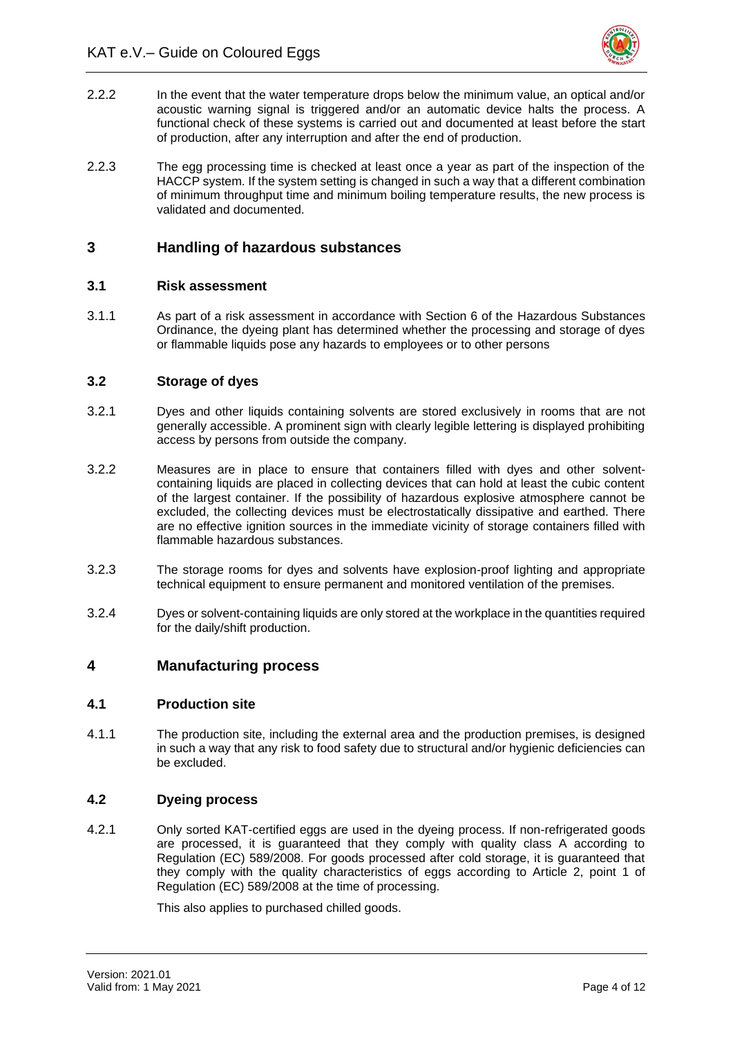2.2.2 In the event that the water temperature drops below the minimum value, an optical and/or acoustic warning signal is triggered and/or an automatic device halts the process. A functional check of these systems is carried out and documented at least before the start of production, after any interruption and after the end of production.

2.2.3 The egg processing time is checked at least once a year as part of the inspection of the HACCP system. If the system setting is changed in such a way that a different combination of minimum throughput time and minimum boiling temperature results, the new process is validated and documented.

## 3 Handling of hazardous substances

### 3.1 Risk assessment

3.1.1 As part of a risk assessment in accordance with Section 6 of the Hazardous Substances Ordinance, the dyeing plant has determined whether the processing and storage of dyes or flammable liquids pose any hazards to employees or to other persons

### 3.2 Storage of dyes

3.2.1 Dyes and other liquids containing solvents are stored exclusively in rooms that are not generally accessible. A prominent sign with clearly legible lettering is displayed prohibiting access by persons from outside the company.

3.2.2 Measures are in place to ensure that containers filled with dyes and other solvent-containing liquids are placed in collecting devices that can hold at least the cubic content of the largest container. If the possibility of hazardous explosive atmosphere cannot be excluded, the collecting devices must be electrostatically dissipative and earthed. There are no effective ignition sources in the immediate vicinity of storage containers filled with flammable hazardous substances.

3.2.3 The storage rooms for dyes and solvents have explosion-proof lighting and appropriate technical equipment to ensure permanent and monitored ventilation of the premises.

3.2.4 Dyes or solvent-containing liquids are only stored at the workplace in the quantities required for the daily/shift production.

## 4 Manufacturing process

### 4.1 Production site

4.1.1 The production site, including the external area and the production premises, is designed in such a way that any risk to food safety due to structural and/or hygienic deficiencies can be excluded.

### 4.2 Dyeing process

4.2.1 Only sorted KAT-certified eggs are used in the dyeing process. If non-refrigerated goods are processed, it is guaranteed that they comply with quality class A according to Regulation (EC) 589/2008. For goods processed after cold storage, it is guaranteed that they comply with the quality characteristics of eggs according to Article 2, point 1 of Regulation (EC) 589/2008 at the time of processing.

This also applies to purchased chilled goods.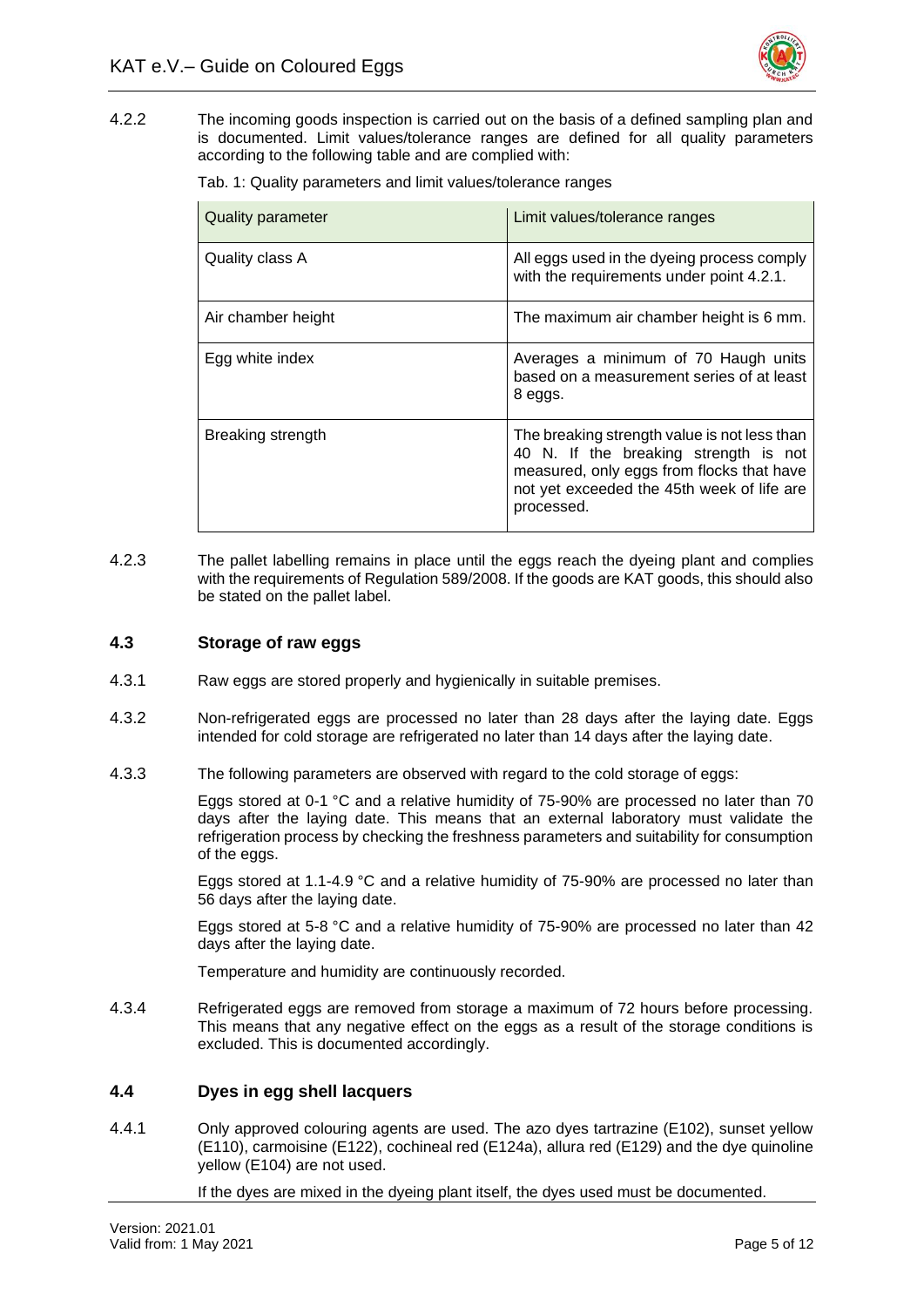4.2.2 The incoming goods inspection is carried out on the basis of a defined sampling plan and is documented. Limit values/tolerance ranges are defined for all quality parameters according to the following table and are complied with:

Tab. 1: Quality parameters and limit values/tolerance ranges

| Quality parameter | Limit values/tolerance ranges |
|---|---|
| Quality class A | All eggs used in the dyeing process comply with the requirements under point 4.2.1. |
| Air chamber height | The maximum air chamber height is 6 mm. |
| Egg white index | Averages a minimum of 70 Haugh units based on a measurement series of at least 8 eggs. |
| Breaking strength | The breaking strength value is not less than 40 N. If the breaking strength is not measured, only eggs from flocks that have not yet exceeded the 45th week of life are processed. |

4.2.3 The pallet labelling remains in place until the eggs reach the dyeing plant and complies with the requirements of Regulation 589/2008. If the goods are KAT goods, this should also be stated on the pallet label.

### 4.3 Storage of raw eggs

4.3.1 Raw eggs are stored properly and hygienically in suitable premises.

4.3.2 Non-refrigerated eggs are processed no later than 28 days after the laying date. Eggs intended for cold storage are refrigerated no later than 14 days after the laying date.

4.3.3 The following parameters are observed with regard to the cold storage of eggs:

Eggs stored at 0-1 °C and a relative humidity of 75-90% are processed no later than 70 days after the laying date. This means that an external laboratory must validate the refrigeration process by checking the freshness parameters and suitability for consumption of the eggs.

Eggs stored at 1.1-4.9 °C and a relative humidity of 75-90% are processed no later than 56 days after the laying date.

Eggs stored at 5-8 °C and a relative humidity of 75-90% are processed no later than 42 days after the laying date.

Temperature and humidity are continuously recorded.

4.3.4 Refrigerated eggs are removed from storage a maximum of 72 hours before processing. This means that any negative effect on the eggs as a result of the storage conditions is excluded. This is documented accordingly.

### 4.4 Dyes in egg shell lacquers

4.4.1 Only approved colouring agents are used. The azo dyes tartrazine (E102), sunset yellow (E110), carmoisine (E122), cochineal red (E124a), allura red (E129) and the dye quinoline yellow (E104) are not used.

If the dyes are mixed in the dyeing plant itself, the dyes used must be documented.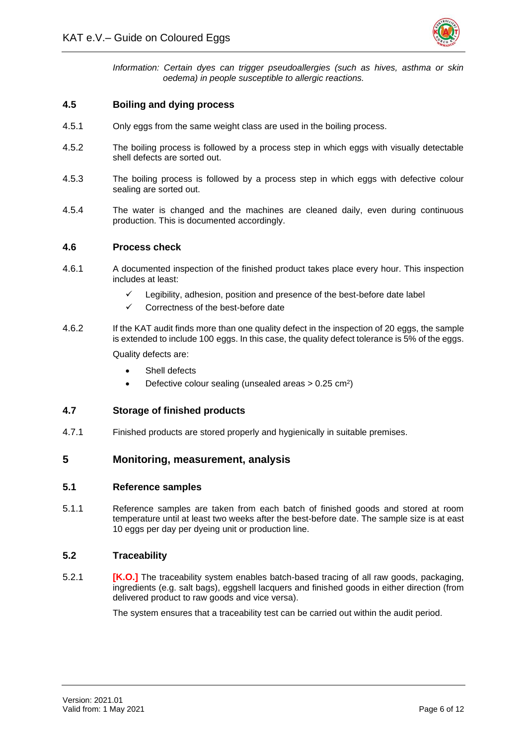*Information: Certain dyes can trigger pseudoallergies (such as hives, asthma or skin oedema) in people susceptible to allergic reactions.*

### 4.5 Boiling and dying process

4.5.1 Only eggs from the same weight class are used in the boiling process.

4.5.2 The boiling process is followed by a process step in which eggs with visually detectable shell defects are sorted out.

4.5.3 The boiling process is followed by a process step in which eggs with defective colour sealing are sorted out.

4.5.4 The water is changed and the machines are cleaned daily, even during continuous production. This is documented accordingly.

### 4.6 Process check

4.6.1 A documented inspection of the finished product takes place every hour. This inspection includes at least:

- ✓ Legibility, adhesion, position and presence of the best-before date label
- ✓ Correctness of the best-before date

4.6.2 If the KAT audit finds more than one quality defect in the inspection of 20 eggs, the sample is extended to include 100 eggs. In this case, the quality defect tolerance is 5% of the eggs.

Quality defects are:

- Shell defects
- Defective colour sealing (unsealed areas > 0.25 $cm^2$)

### 4.7 Storage of finished products

4.7.1 Finished products are stored properly and hygienically in suitable premises.

## 5 Monitoring, measurement, analysis

### 5.1 Reference samples

5.1.1 Reference samples are taken from each batch of finished goods and stored at room temperature until at least two weeks after the best-before date. The sample size is at east 10 eggs per day per dyeing unit or production line.

### 5.2 Traceability

5.2.1 **[K.O.]** The traceability system enables batch-based tracing of all raw goods, packaging, ingredients (e.g. salt bags), eggshell lacquers and finished goods in either direction (from delivered product to raw goods and vice versa).

The system ensures that a traceability test can be carried out within the audit period.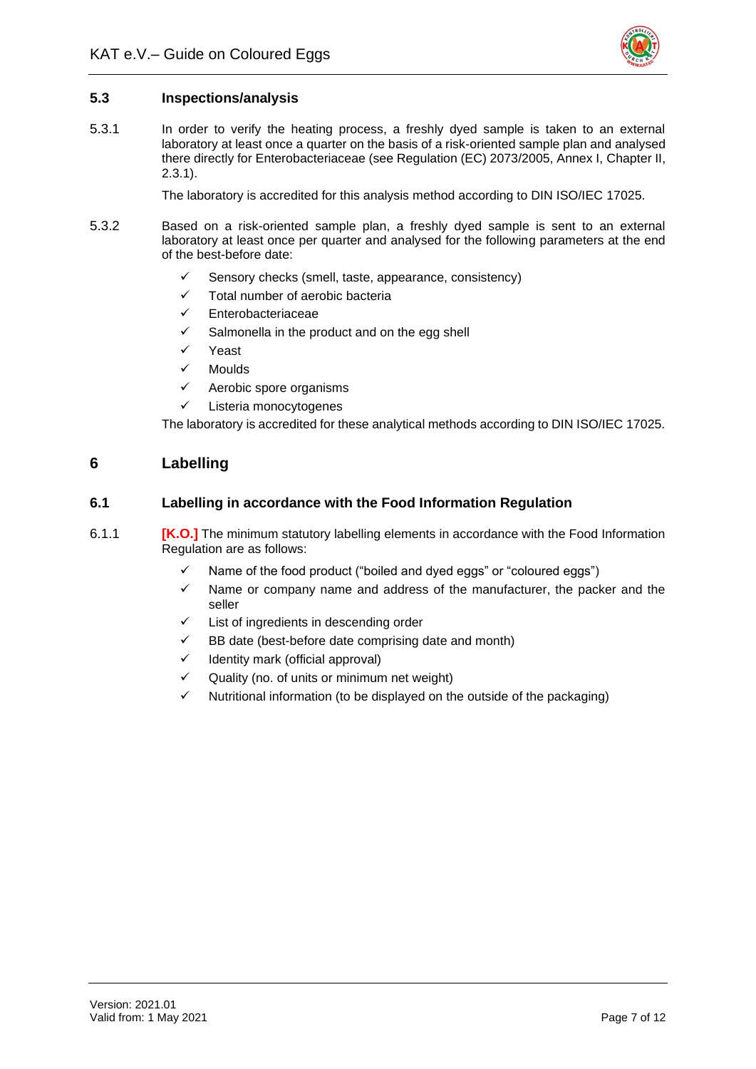### 5.3 Inspections/analysis

5.3.1 In order to verify the heating process, a freshly dyed sample is taken to an external laboratory at least once a quarter on the basis of a risk-oriented sample plan and analysed there directly for Enterobacteriaceae (see Regulation (EC) 2073/2005, Annex I, Chapter II, 2.3.1).

The laboratory is accredited for this analysis method according to DIN ISO/IEC 17025.

5.3.2 Based on a risk-oriented sample plan, a freshly dyed sample is sent to an external laboratory at least once per quarter and analysed for the following parameters at the end of the best-before date:

- ✓ Sensory checks (smell, taste, appearance, consistency)
- ✓ Total number of aerobic bacteria
- ✓ Enterobacteriaceae
- ✓ Salmonella in the product and on the egg shell
- ✓ Yeast
- ✓ Moulds
- ✓ Aerobic spore organisms
- ✓ Listeria monocytogenes

The laboratory is accredited for these analytical methods according to DIN ISO/IEC 17025.

## 6 Labelling

### 6.1 Labelling in accordance with the Food Information Regulation

6.1.1 **[K.O.]** The minimum statutory labelling elements in accordance with the Food Information Regulation are as follows:

- ✓ Name of the food product ("boiled and dyed eggs" or "coloured eggs")
- ✓ Name or company name and address of the manufacturer, the packer and the seller
- ✓ List of ingredients in descending order
- ✓ BB date (best-before date comprising date and month)
- ✓ Identity mark (official approval)
- ✓ Quality (no. of units or minimum net weight)
- ✓ Nutritional information (to be displayed on the outside of the packaging)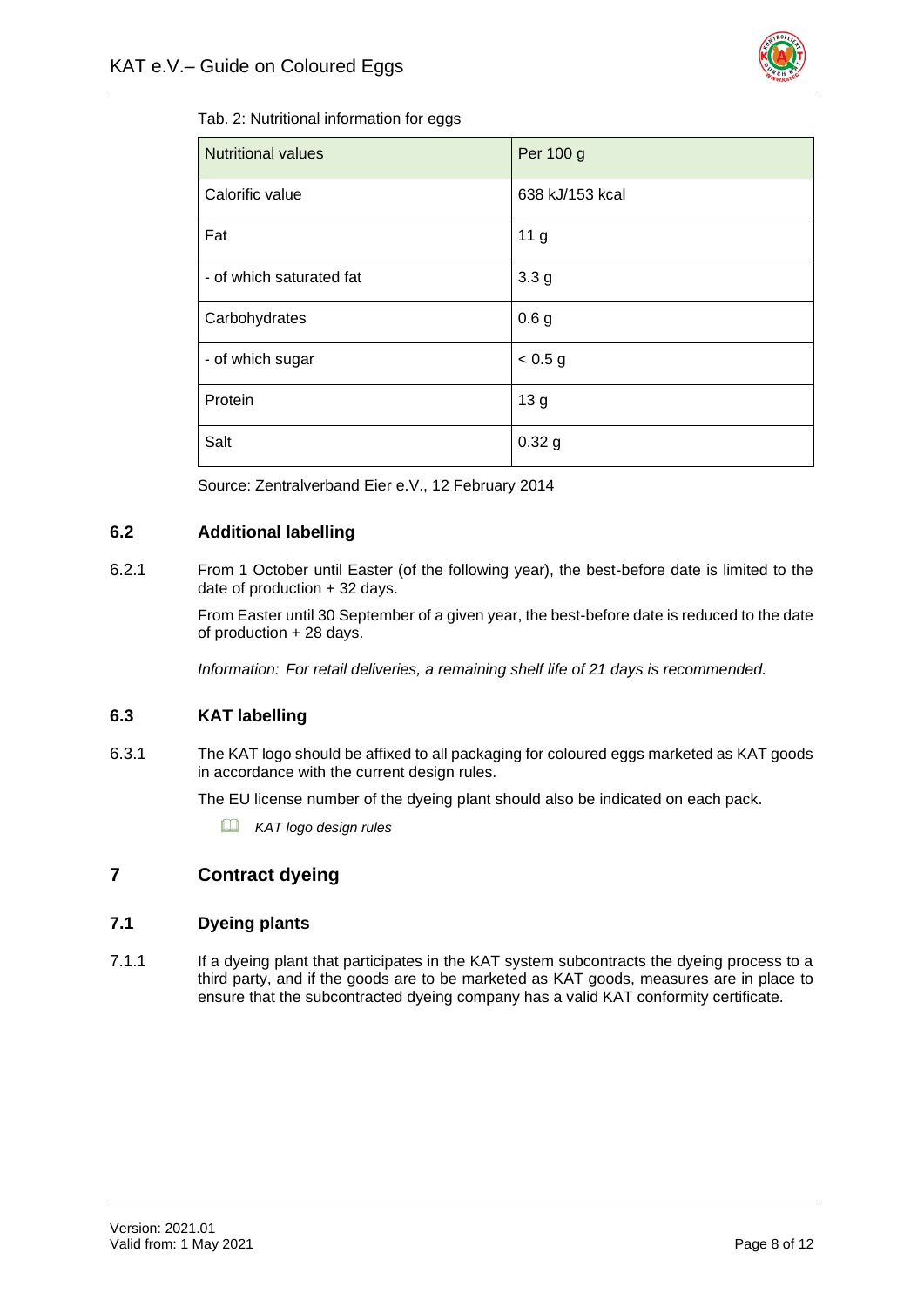Tab. 2: Nutritional information for eggs

| Nutritional values | Per 100 g |
| --- | --- |
| Calorific value | 638 kJ/153 kcal |
| Fat | 11 g |
| - of which saturated fat | 3.3 g |
| Carbohydrates | 0.6 g |
| - of which sugar | < 0.5 g |
| Protein | 13 g |
| Salt | 0.32 g |

Source: Zentralverband Eier e.V., 12 February 2014

### 6.2 Additional labelling

6.2.1 From 1 October until Easter (of the following year), the best-before date is limited to the date of production + 32 days.

From Easter until 30 September of a given year, the best-before date is reduced to the date of production + 28 days.

*Information: For retail deliveries, a remaining shelf life of 21 days is recommended.*

### 6.3 KAT labelling

6.3.1 The KAT logo should be affixed to all packaging for coloured eggs marketed as KAT goods in accordance with the current design rules.

The EU license number of the dyeing plant should also be indicated on each pack.

*KAT logo design rules*

## 7 Contract dyeing

### 7.1 Dyeing plants

7.1.1 If a dyeing plant that participates in the KAT system subcontracts the dyeing process to a third party, and if the goods are to be marketed as KAT goods, measures are in place to ensure that the subcontracted dyeing company has a valid KAT conformity certificate.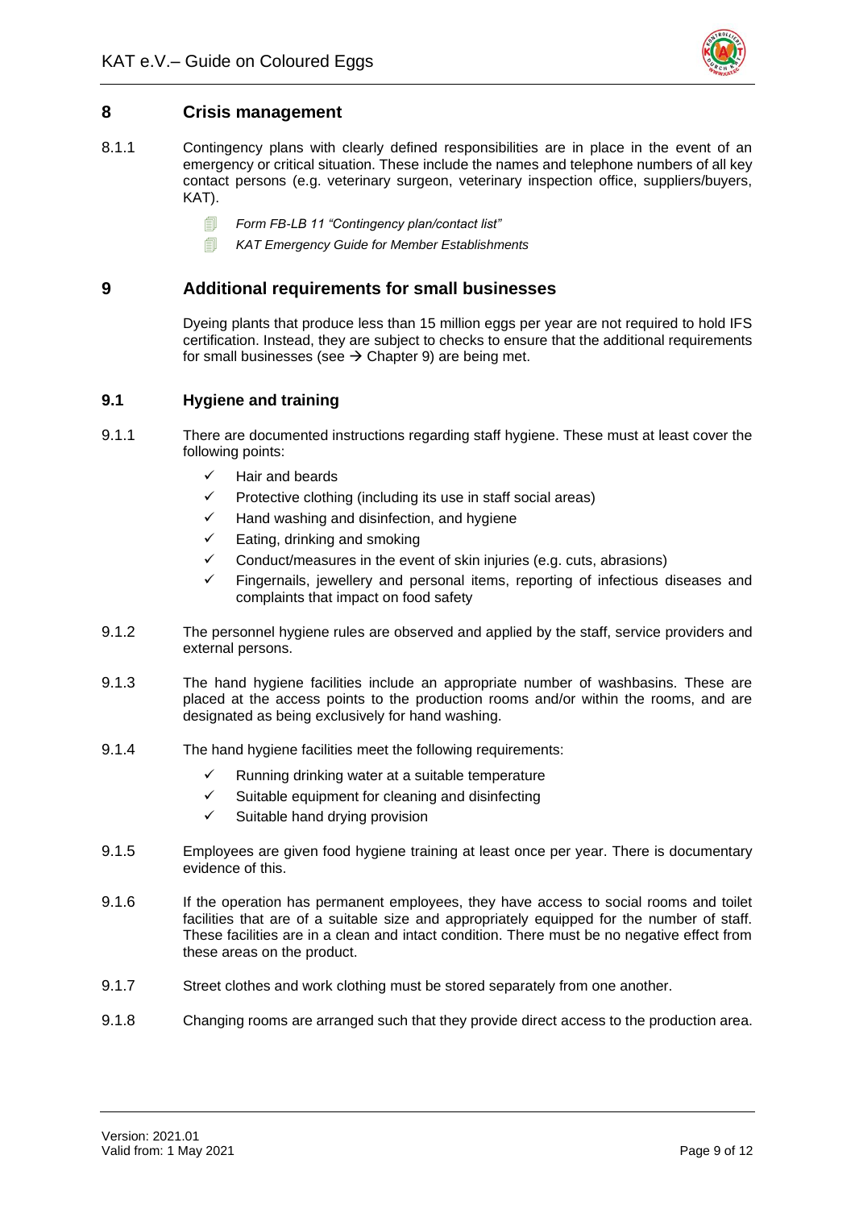## 8 Crisis management

8.1.1 Contingency plans with clearly defined responsibilities are in place in the event of an emergency or critical situation. These include the names and telephone numbers of all key contact persons (e.g. veterinary surgeon, veterinary inspection office, suppliers/buyers, KAT).

- *Form FB-LB 11 "Contingency plan/contact list"*
- *KAT Emergency Guide for Member Establishments*

## 9 Additional requirements for small businesses

Dyeing plants that produce less than 15 million eggs per year are not required to hold IFS certification. Instead, they are subject to checks to ensure that the additional requirements for small businesses (see → Chapter 9) are being met.

### 9.1 Hygiene and training

9.1.1 There are documented instructions regarding staff hygiene. These must at least cover the following points:

- ✓ Hair and beards
- ✓ Protective clothing (including its use in staff social areas)
- ✓ Hand washing and disinfection, and hygiene
- ✓ Eating, drinking and smoking
- ✓ Conduct/measures in the event of skin injuries (e.g. cuts, abrasions)
- ✓ Fingernails, jewellery and personal items, reporting of infectious diseases and complaints that impact on food safety

9.1.2 The personnel hygiene rules are observed and applied by the staff, service providers and external persons.

9.1.3 The hand hygiene facilities include an appropriate number of washbasins. These are placed at the access points to the production rooms and/or within the rooms, and are designated as being exclusively for hand washing.

9.1.4 The hand hygiene facilities meet the following requirements:

- ✓ Running drinking water at a suitable temperature
- ✓ Suitable equipment for cleaning and disinfecting
- ✓ Suitable hand drying provision

9.1.5 Employees are given food hygiene training at least once per year. There is documentary evidence of this.

9.1.6 If the operation has permanent employees, they have access to social rooms and toilet facilities that are of a suitable size and appropriately equipped for the number of staff. These facilities are in a clean and intact condition. There must be no negative effect from these areas on the product.

9.1.7 Street clothes and work clothing must be stored separately from one another.

9.1.8 Changing rooms are arranged such that they provide direct access to the production area.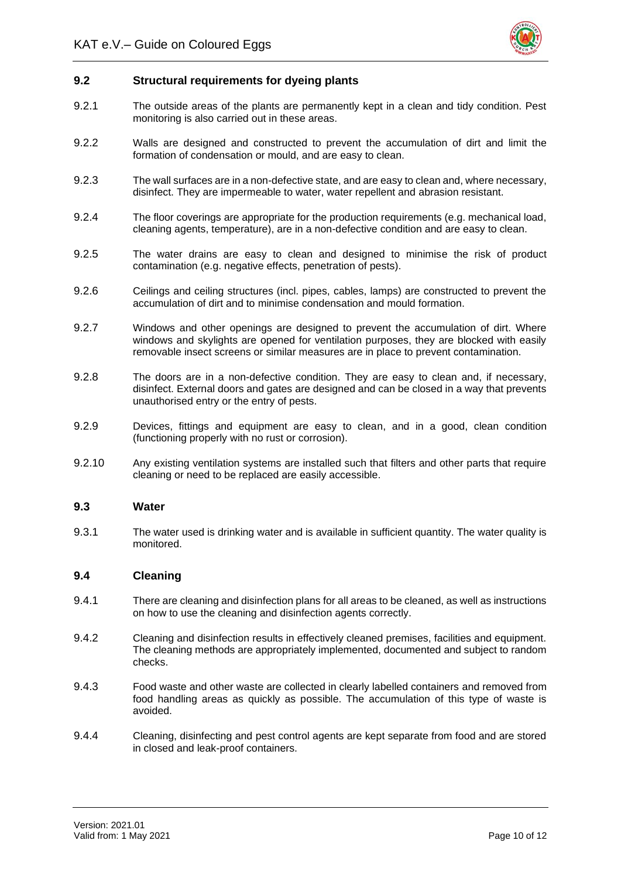## 9.2 Structural requirements for dyeing plants

9.2.1 The outside areas of the plants are permanently kept in a clean and tidy condition. Pest monitoring is also carried out in these areas.

9.2.2 Walls are designed and constructed to prevent the accumulation of dirt and limit the formation of condensation or mould, and are easy to clean.

9.2.3 The wall surfaces are in a non-defective state, and are easy to clean and, where necessary, disinfect. They are impermeable to water, water repellent and abrasion resistant.

9.2.4 The floor coverings are appropriate for the production requirements (e.g. mechanical load, cleaning agents, temperature), are in a non-defective condition and are easy to clean.

9.2.5 The water drains are easy to clean and designed to minimise the risk of product contamination (e.g. negative effects, penetration of pests).

9.2.6 Ceilings and ceiling structures (incl. pipes, cables, lamps) are constructed to prevent the accumulation of dirt and to minimise condensation and mould formation.

9.2.7 Windows and other openings are designed to prevent the accumulation of dirt. Where windows and skylights are opened for ventilation purposes, they are blocked with easily removable insect screens or similar measures are in place to prevent contamination.

9.2.8 The doors are in a non-defective condition. They are easy to clean and, if necessary, disinfect. External doors and gates are designed and can be closed in a way that prevents unauthorised entry or the entry of pests.

9.2.9 Devices, fittings and equipment are easy to clean, and in a good, clean condition (functioning properly with no rust or corrosion).

9.2.10 Any existing ventilation systems are installed such that filters and other parts that require cleaning or need to be replaced are easily accessible.

## 9.3 Water

9.3.1 The water used is drinking water and is available in sufficient quantity. The water quality is monitored.

## 9.4 Cleaning

9.4.1 There are cleaning and disinfection plans for all areas to be cleaned, as well as instructions on how to use the cleaning and disinfection agents correctly.

9.4.2 Cleaning and disinfection results in effectively cleaned premises, facilities and equipment. The cleaning methods are appropriately implemented, documented and subject to random checks.

9.4.3 Food waste and other waste are collected in clearly labelled containers and removed from food handling areas as quickly as possible. The accumulation of this type of waste is avoided.

9.4.4 Cleaning, disinfecting and pest control agents are kept separate from food and are stored in closed and leak-proof containers.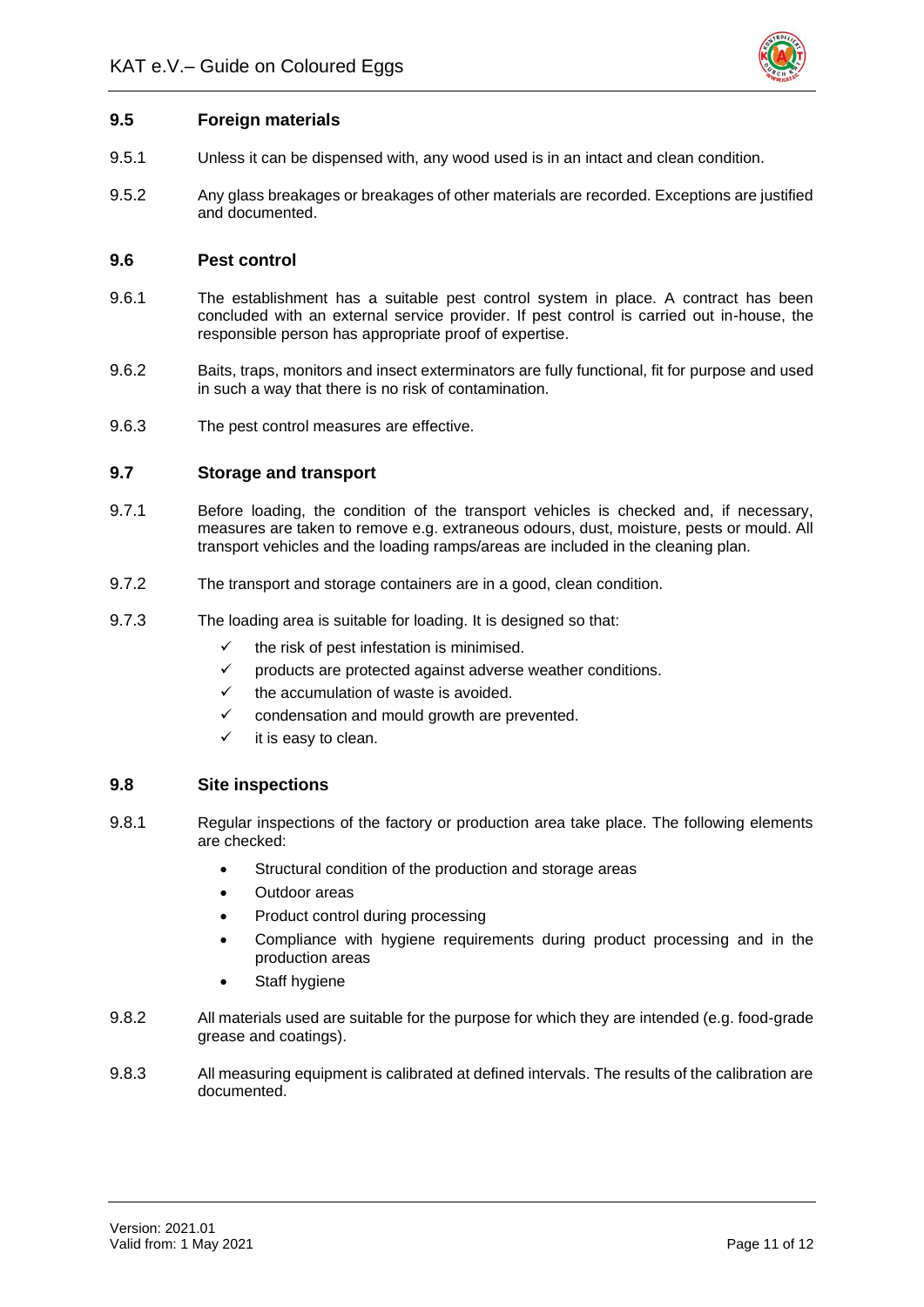### 9.5 Foreign materials

9.5.1 Unless it can be dispensed with, any wood used is in an intact and clean condition.

9.5.2 Any glass breakages or breakages of other materials are recorded. Exceptions are justified and documented.

### 9.6 Pest control

9.6.1 The establishment has a suitable pest control system in place. A contract has been concluded with an external service provider. If pest control is carried out in-house, the responsible person has appropriate proof of expertise.

9.6.2 Baits, traps, monitors and insect exterminators are fully functional, fit for purpose and used in such a way that there is no risk of contamination.

9.6.3 The pest control measures are effective.

### 9.7 Storage and transport

9.7.1 Before loading, the condition of the transport vehicles is checked and, if necessary, measures are taken to remove e.g. extraneous odours, dust, moisture, pests or mould. All transport vehicles and the loading ramps/areas are included in the cleaning plan.

9.7.2 The transport and storage containers are in a good, clean condition.

9.7.3 The loading area is suitable for loading. It is designed so that:

- ✓ the risk of pest infestation is minimised.
- ✓ products are protected against adverse weather conditions.
- ✓ the accumulation of waste is avoided.
- ✓ condensation and mould growth are prevented.
- ✓ it is easy to clean.

### 9.8 Site inspections

9.8.1 Regular inspections of the factory or production area take place. The following elements are checked:

- Structural condition of the production and storage areas
- Outdoor areas
- Product control during processing
- Compliance with hygiene requirements during product processing and in the production areas
- Staff hygiene

9.8.2 All materials used are suitable for the purpose for which they are intended (e.g. food-grade grease and coatings).

9.8.3 All measuring equipment is calibrated at defined intervals. The results of the calibration are documented.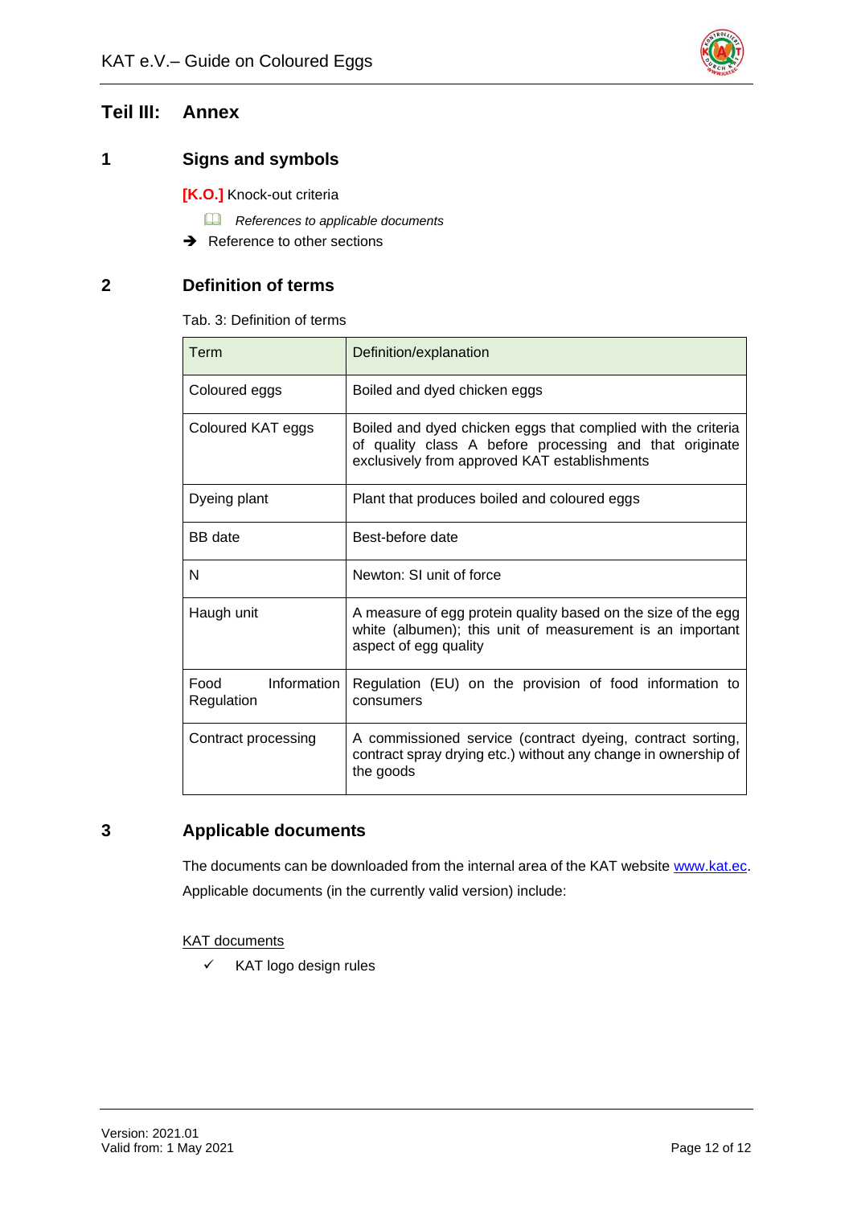# Teil III: Annex

## 1 Signs and symbols

**[K.O.]** Knock-out criteria

📖 *References to applicable documents*

➔ Reference to other sections

## 2 Definition of terms

Tab. 3: Definition of terms

| Term | Definition/explanation |
|---|---|
| Coloured eggs | Boiled and dyed chicken eggs |
| Coloured KAT eggs | Boiled and dyed chicken eggs that complied with the criteria of quality class A before processing and that originate exclusively from approved KAT establishments |
| Dyeing plant | Plant that produces boiled and coloured eggs |
| BB date | Best-before date |
| N | Newton: SI unit of force |
| Haugh unit | A measure of egg protein quality based on the size of the egg white (albumen); this unit of measurement is an important aspect of egg quality |
| Food Information Regulation | Regulation (EU) on the provision of food information to consumers |
| Contract processing | A commissioned service (contract dyeing, contract sorting, contract spray drying etc.) without any change in ownership of the goods |

## 3 Applicable documents

The documents can be downloaded from the internal area of the KAT website www.kat.ec.

Applicable documents (in the currently valid version) include:

KAT documents

- ✓ KAT logo design rules